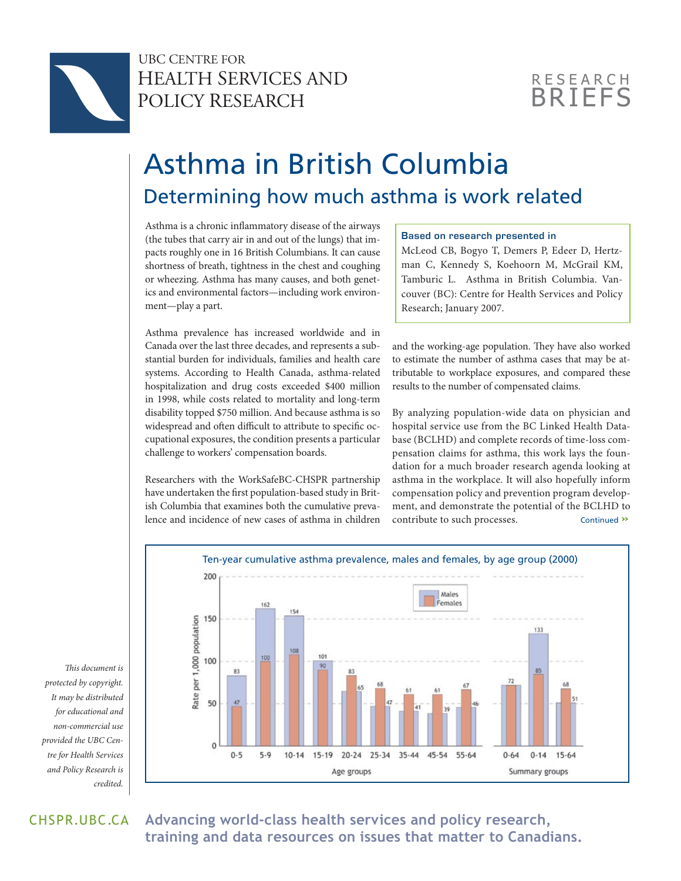UBC Centre for
Health Services and
Policy Research

RESEARCH BRIEFS

# Asthma in British Columbia

## Determining how much asthma is work related

Asthma is a chronic inflammatory disease of the airways (the tubes that carry air in and out of the lungs) that impacts roughly one in 16 British Columbians. It can cause shortness of breath, tightness in the chest and coughing or wheezing. Asthma has many causes, and both genetics and environmental factors—including work environment—play a part.

Asthma prevalence has increased worldwide and in Canada over the last three decades, and represents a substantial burden for individuals, families and health care systems. According to Health Canada, asthma-related hospitalization and drug costs exceeded $400 million in 1998, while costs related to mortality and long-term disability topped $750 million. And because asthma is so widespread and often difficult to attribute to specific occupational exposures, the condition presents a particular challenge to workers' compensation boards.

Researchers with the WorkSafeBC-CHSPR partnership have undertaken the first population-based study in British Columbia that examines both the cumulative prevalence and incidence of new cases of asthma in children and the working-age population. They have also worked to estimate the number of asthma cases that may be attributable to workplace exposures, and compared these results to the number of compensated claims.

**Based on research presented in**

McLeod CB, Bogyo T, Demers P, Edeer D, Hertzman C, Kennedy S, Koehoorn M, McGrail KM, Tamburic L. Asthma in British Columbia. Vancouver (BC): Centre for Health Services and Policy Research; January 2007.

By analyzing population-wide data on physician and hospital service use from the BC Linked Health Database (BCLHD) and complete records of time-loss compensation claims for asthma, this work lays the foundation for a much broader research agenda looking at asthma in the workplace. It will also hopefully inform compensation policy and prevention program development, and demonstrate the potential of the BCLHD to contribute to such processes.

Continued »

**Ten-year cumulative asthma prevalence, males and females, by age group (2000)**

Rate per 1,000 population

| Age group | Males | Females |
|---|---|---|
| 0-5 | 83 | 47 |
| 5-9 | 162 | 100 |
| 10-14 | 154 | 108 |
| 15-19 | 101 | 90 |
| 20-24 | 65 | 83 |
| 25-34 | 47 | 68 |
| 35-44 | 41 | 61 |
| 45-54 | 39 | 61 |
| 55-64 | 46 | 67 |
| **Summary groups** | | |
| 0-64 | 72 | 72 |
| 0-14 | 133 | 85 |
| 15-64 | 51 | 68 |

*This document is protected by copyright. It may be distributed for educational and non-commercial use provided the UBC Centre for Health Services and Policy Research is credited.*

CHSPR.UBC.CA **Advancing world-class health services and policy research, training and data resources on issues that matter to Canadians.**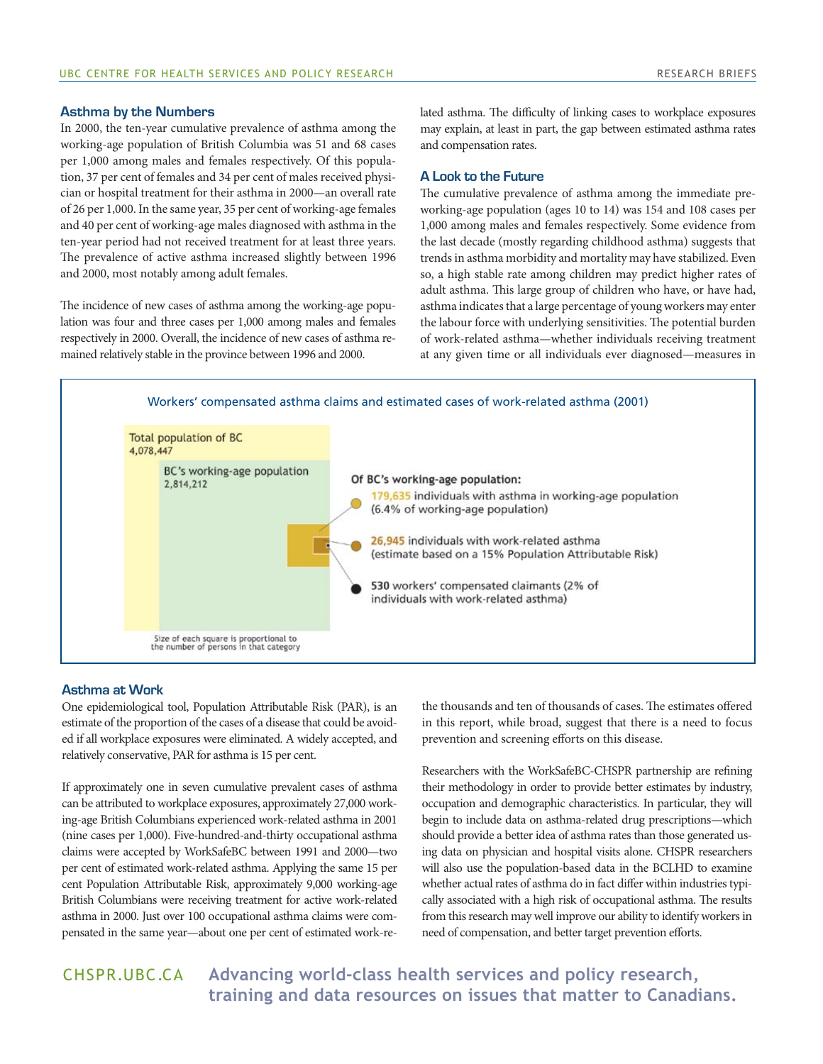## Asthma by the Numbers

In 2000, the ten-year cumulative prevalence of asthma among the working-age population of British Columbia was 51 and 68 cases per 1,000 among males and females respectively. Of this population, 37 per cent of females and 34 per cent of males received physician or hospital treatment for their asthma in 2000—an overall rate of 26 per 1,000. In the same year, 35 per cent of working-age females and 40 per cent of working-age males diagnosed with asthma in the ten-year period had not received treatment for at least three years. The prevalence of active asthma increased slightly between 1996 and 2000, most notably among adult females.

The incidence of new cases of asthma among the working-age population was four and three cases per 1,000 among males and females respectively in 2000. Overall, the incidence of new cases of asthma remained relatively stable in the province between 1996 and 2000.

Workers' compensated asthma claims and estimated cases of work-related asthma (2001)

Total population of BC
4,078,447

BC's working-age population
2,814,212

Of BC's working-age population:

179,635 individuals with asthma in working-age population (6.4% of working-age population)

26,945 individuals with work-related asthma (estimate based on a 15% Population Attributable Risk)

530 workers' compensated claimants (2% of individuals with work-related asthma)

Size of each square is proportional to the number of persons in that category

## Asthma at Work

One epidemiological tool, Population Attributable Risk (PAR), is an estimate of the proportion of the cases of a disease that could be avoided if all workplace exposures were eliminated. A widely accepted, and relatively conservative, PAR for asthma is 15 per cent.

If approximately one in seven cumulative prevalent cases of asthma can be attributed to workplace exposures, approximately 27,000 working-age British Columbians experienced work-related asthma in 2001 (nine cases per 1,000). Five-hundred-and-thirty occupational asthma claims were accepted by WorkSafeBC between 1991 and 2000—two per cent of estimated work-related asthma. Applying the same 15 per cent Population Attributable Risk, approximately 9,000 working-age British Columbians were receiving treatment for active work-related asthma in 2000. Just over 100 occupational asthma claims were compensated in the same year—about one per cent of estimated work-related asthma. The difficulty of linking cases to workplace exposures may explain, at least in part, the gap between estimated asthma rates and compensation rates.

## A Look to the Future

The cumulative prevalence of asthma among the immediate pre-working-age population (ages 10 to 14) was 154 and 108 cases per 1,000 among males and females respectively. Some evidence from the last decade (mostly regarding childhood asthma) suggests that trends in asthma morbidity and mortality may have stabilized. Even so, a high stable rate among children may predict higher rates of adult asthma. This large group of children who have, or have had, asthma indicates that a large percentage of young workers may enter the labour force with underlying sensitivities. The potential burden of work-related asthma—whether individuals receiving treatment at any given time or all individuals ever diagnosed—measures in the thousands and ten of thousands of cases. The estimates offered in this report, while broad, suggest that there is a need to focus prevention and screening efforts on this disease.

Researchers with the WorkSafeBC-CHSPR partnership are refining their methodology in order to provide better estimates by industry, occupation and demographic characteristics. In particular, they will begin to include data on asthma-related drug prescriptions—which should provide a better idea of asthma rates than those generated using data on physician and hospital visits alone. CHSPR researchers will also use the population-based data in the BCLHD to examine whether actual rates of asthma do in fact differ within industries typically associated with a high risk of occupational asthma. The results from this research may well improve our ability to identify workers in need of compensation, and better target prevention efforts.

CHSPR.UBC.CA **Advancing world-class health services and policy research, training and data resources on issues that matter to Canadians.**